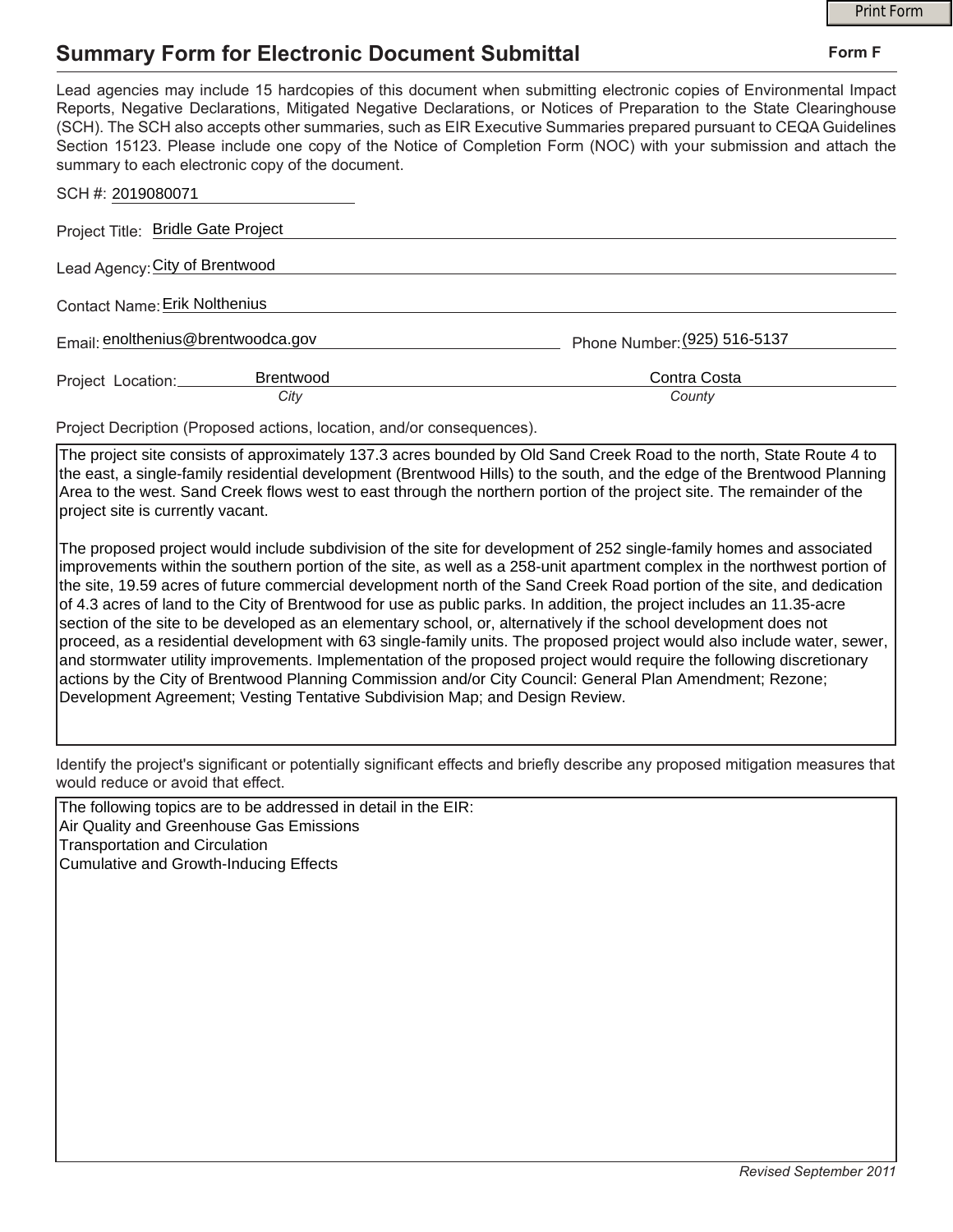# Summary Form for Electronic Document Submittal

**Form F**

Lead agencies may include 15 hardcopies of this document when submitting electronic copies of Environmental Impact Reports, Negative Declarations, Mitigated Negative Declarations, or Notices of Preparation to the State Clearinghouse (SCH). The SCH also accepts other summaries, such as EIR Executive Summaries prepared pursuant to CEQA Guidelines Section 15123. Please include one copy of the Notice of Completion Form (NOC) with your submission and attach the summary to each electronic copy of the document.

SCH #: 2019080071

Project Title: Bridle Gate Project

Lead Agency: City of Brentwood

Contact Name: Erik Nolthenius

Email: enolthenius@brentwoodca.gov

Phone Number: (925) 516-5137

Project Location: Brentwood (*City*), Contra Costa (*County*)

Project Decription (Proposed actions, location, and/or consequences).

The project site consists of approximately 137.3 acres bounded by Old Sand Creek Road to the north, State Route 4 to the east, a single-family residential development (Brentwood Hills) to the south, and the edge of the Brentwood Planning Area to the west. Sand Creek flows west to east through the northern portion of the project site. The remainder of the project site is currently vacant.

The proposed project would include subdivision of the site for development of 252 single-family homes and associated improvements within the southern portion of the site, as well as a 258-unit apartment complex in the northwest portion of the site, 19.59 acres of future commercial development north of the Sand Creek Road portion of the site, and dedication of 4.3 acres of land to the City of Brentwood for use as public parks. In addition, the project includes an 11.35-acre section of the site to be developed as an elementary school, or, alternatively if the school development does not proceed, as a residential development with 63 single-family units. The proposed project would also include water, sewer, and stormwater utility improvements. Implementation of the proposed project would require the following discretionary actions by the City of Brentwood Planning Commission and/or City Council: General Plan Amendment; Rezone; Development Agreement; Vesting Tentative Subdivision Map; and Design Review.

Identify the project's significant or potentially significant effects and briefly describe any proposed mitigation measures that would reduce or avoid that effect.

The following topics are to be addressed in detail in the EIR:
Air Quality and Greenhouse Gas Emissions
Transportation and Circulation
Cumulative and Growth-Inducing Effects

*Revised September 2011*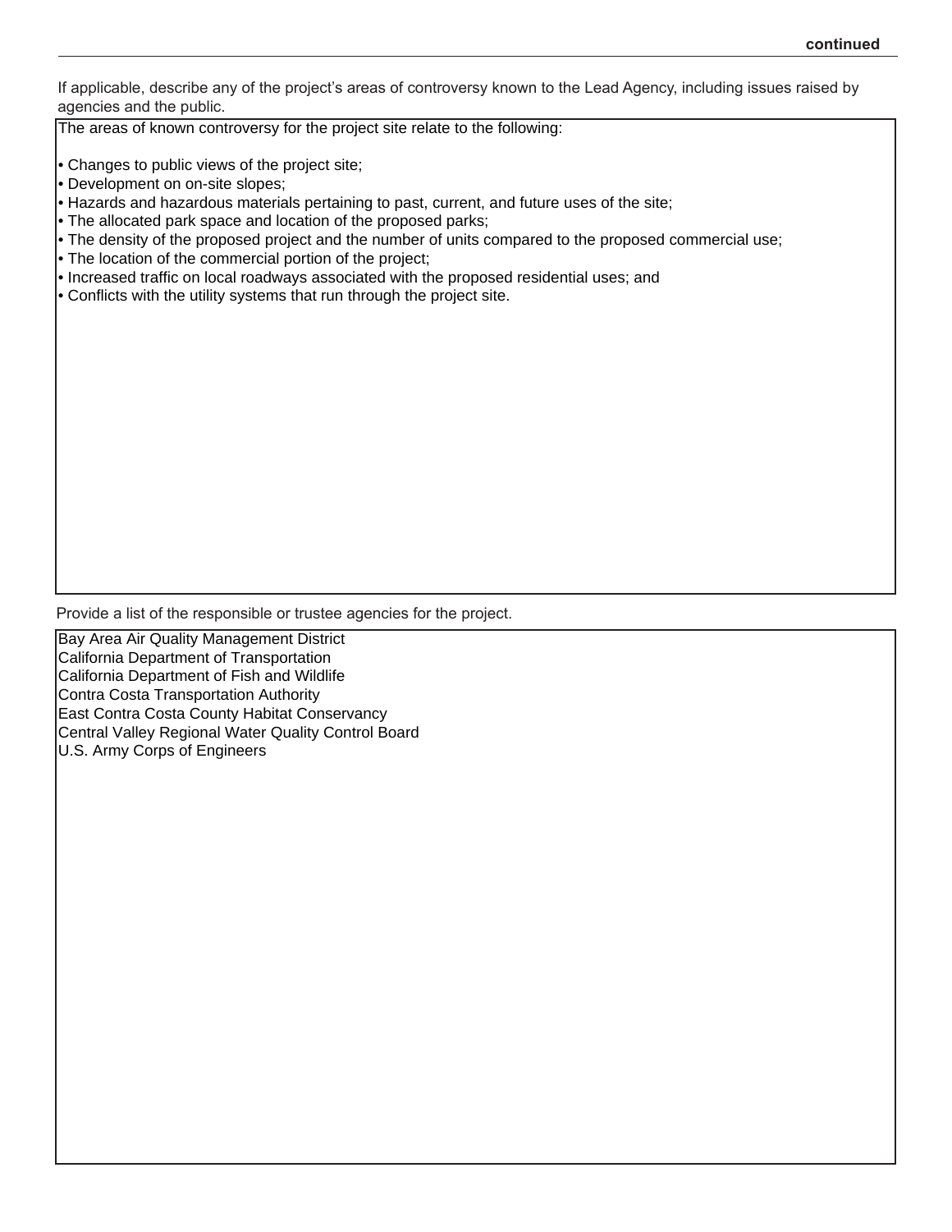If applicable, describe any of the project's areas of controversy known to the Lead Agency, including issues raised by agencies and the public.

The areas of known controversy for the project site relate to the following:

- Changes to public views of the project site;
- Development on on-site slopes;
- Hazards and hazardous materials pertaining to past, current, and future uses of the site;
- The allocated park space and location of the proposed parks;
- The density of the proposed project and the number of units compared to the proposed commercial use;
- The location of the commercial portion of the project;
- Increased traffic on local roadways associated with the proposed residential uses; and
- Conflicts with the utility systems that run through the project site.

Provide a list of the responsible or trustee agencies for the project.

Bay Area Air Quality Management District
California Department of Transportation
California Department of Fish and Wildlife
Contra Costa Transportation Authority
East Contra Costa County Habitat Conservancy
Central Valley Regional Water Quality Control Board
U.S. Army Corps of Engineers